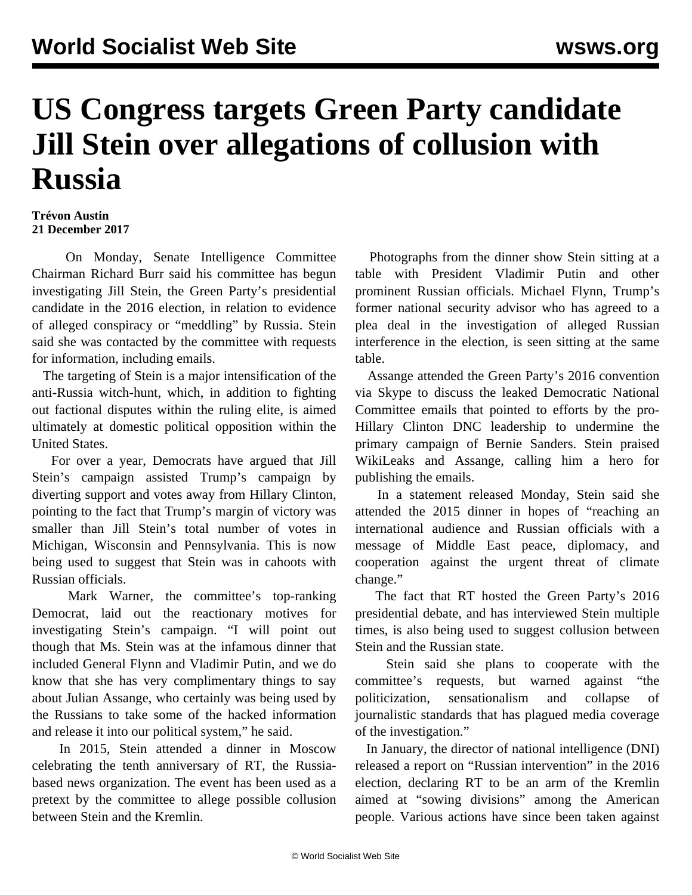# US Congress targets Green Party candidate Jill Stein over allegations of collusion with Russia

**Trévon Austin**
**21 December 2017**

On Monday, Senate Intelligence Committee Chairman Richard Burr said his committee has begun investigating Jill Stein, the Green Party's presidential candidate in the 2016 election, in relation to evidence of alleged conspiracy or "meddling" by Russia. Stein said she was contacted by the committee with requests for information, including emails.

The targeting of Stein is a major intensification of the anti-Russia witch-hunt, which, in addition to fighting out factional disputes within the ruling elite, is aimed ultimately at domestic political opposition within the United States.

For over a year, Democrats have argued that Jill Stein's campaign assisted Trump's campaign by diverting support and votes away from Hillary Clinton, pointing to the fact that Trump's margin of victory was smaller than Jill Stein's total number of votes in Michigan, Wisconsin and Pennsylvania. This is now being used to suggest that Stein was in cahoots with Russian officials.

Mark Warner, the committee's top-ranking Democrat, laid out the reactionary motives for investigating Stein's campaign. "I will point out though that Ms. Stein was at the infamous dinner that included General Flynn and Vladimir Putin, and we do know that she has very complimentary things to say about Julian Assange, who certainly was being used by the Russians to take some of the hacked information and release it into our political system," he said.

In 2015, Stein attended a dinner in Moscow celebrating the tenth anniversary of RT, the Russia-based news organization. The event has been used as a pretext by the committee to allege possible collusion between Stein and the Kremlin.

Photographs from the dinner show Stein sitting at a table with President Vladimir Putin and other prominent Russian officials. Michael Flynn, Trump's former national security advisor who has agreed to a plea deal in the investigation of alleged Russian interference in the election, is seen sitting at the same table.

Assange attended the Green Party's 2016 convention via Skype to discuss the leaked Democratic National Committee emails that pointed to efforts by the pro-Hillary Clinton DNC leadership to undermine the primary campaign of Bernie Sanders. Stein praised WikiLeaks and Assange, calling him a hero for publishing the emails.

In a statement released Monday, Stein said she attended the 2015 dinner in hopes of "reaching an international audience and Russian officials with a message of Middle East peace, diplomacy, and cooperation against the urgent threat of climate change."

The fact that RT hosted the Green Party's 2016 presidential debate, and has interviewed Stein multiple times, is also being used to suggest collusion between Stein and the Russian state.

Stein said she plans to cooperate with the committee's requests, but warned against "the politicization, sensationalism and collapse of journalistic standards that has plagued media coverage of the investigation."

In January, the director of national intelligence (DNI) released a report on "Russian intervention" in the 2016 election, declaring RT to be an arm of the Kremlin aimed at "sowing divisions" among the American people. Various actions have since been taken against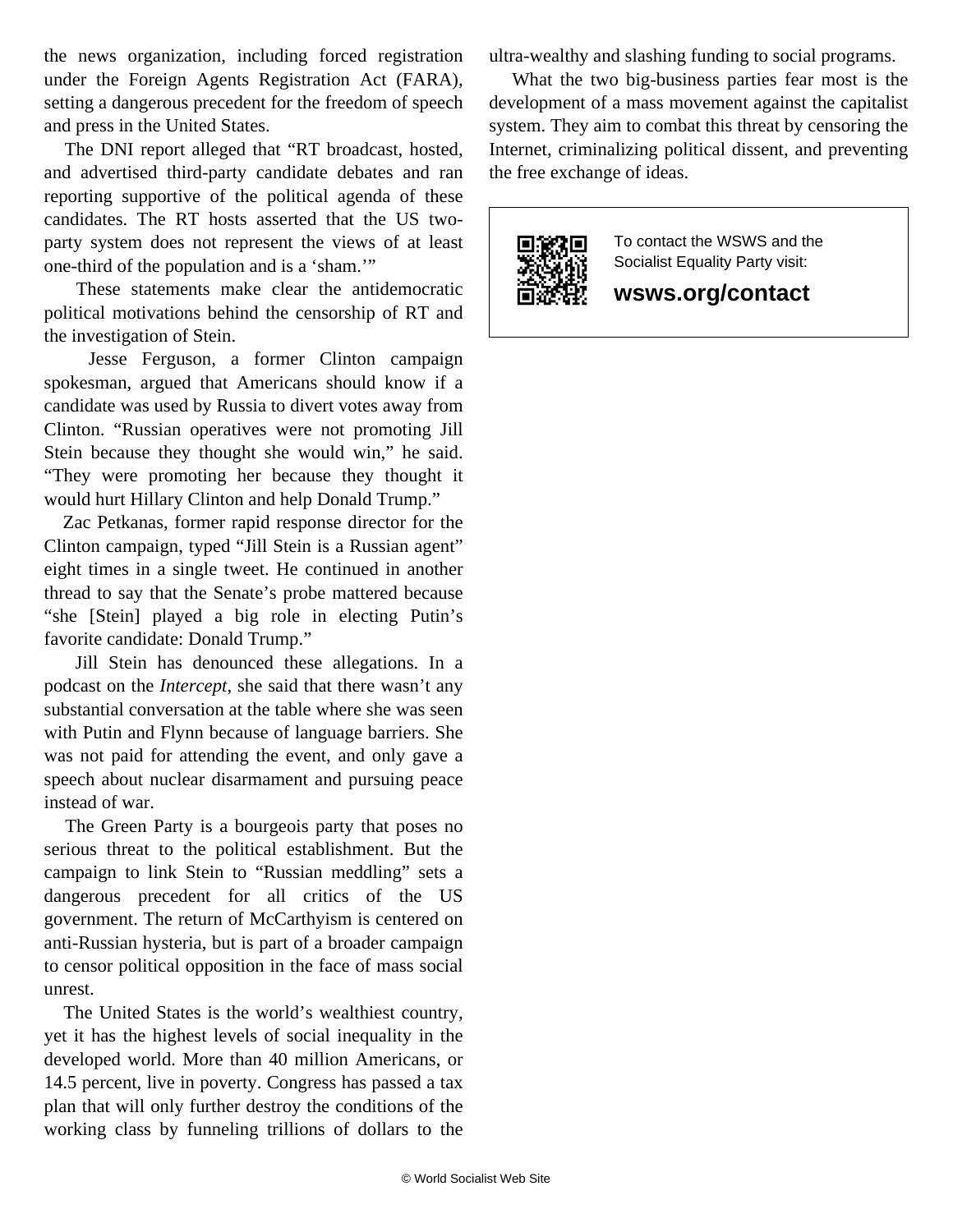the news organization, including forced registration under the Foreign Agents Registration Act (FARA), setting a dangerous precedent for the freedom of speech and press in the United States.

The DNI report alleged that "RT broadcast, hosted, and advertised third-party candidate debates and ran reporting supportive of the political agenda of these candidates. The RT hosts asserted that the US two-party system does not represent the views of at least one-third of the population and is a 'sham.'"

These statements make clear the antidemocratic political motivations behind the censorship of RT and the investigation of Stein.

Jesse Ferguson, a former Clinton campaign spokesman, argued that Americans should know if a candidate was used by Russia to divert votes away from Clinton. "Russian operatives were not promoting Jill Stein because they thought she would win," he said. "They were promoting her because they thought it would hurt Hillary Clinton and help Donald Trump."

Zac Petkanas, former rapid response director for the Clinton campaign, typed "Jill Stein is a Russian agent" eight times in a single tweet. He continued in another thread to say that the Senate's probe mattered because "she [Stein] played a big role in electing Putin's favorite candidate: Donald Trump."

Jill Stein has denounced these allegations. In a podcast on the *Intercept*, she said that there wasn't any substantial conversation at the table where she was seen with Putin and Flynn because of language barriers. She was not paid for attending the event, and only gave a speech about nuclear disarmament and pursuing peace instead of war.

The Green Party is a bourgeois party that poses no serious threat to the political establishment. But the campaign to link Stein to "Russian meddling" sets a dangerous precedent for all critics of the US government. The return of McCarthyism is centered on anti-Russian hysteria, but is part of a broader campaign to censor political opposition in the face of mass social unrest.

The United States is the world's wealthiest country, yet it has the highest levels of social inequality in the developed world. More than 40 million Americans, or 14.5 percent, live in poverty. Congress has passed a tax plan that will only further destroy the conditions of the working class by funneling trillions of dollars to the ultra-wealthy and slashing funding to social programs.

What the two big-business parties fear most is the development of a mass movement against the capitalist system. They aim to combat this threat by censoring the Internet, criminalizing political dissent, and preventing the free exchange of ideas.

To contact the WSWS and the Socialist Equality Party visit:

**wsws.org/contact**